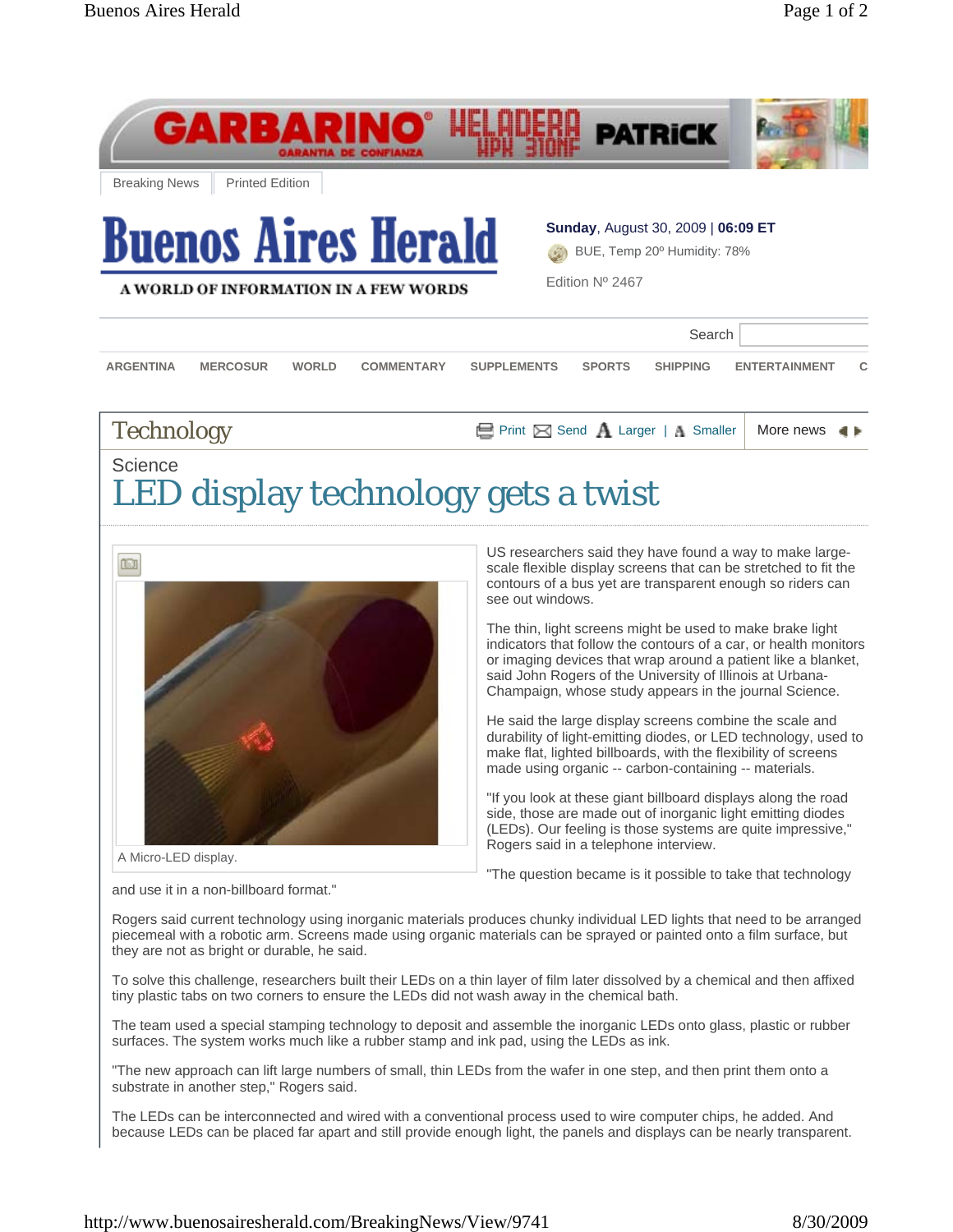Breaking News | Printed Edition

# Buenos Aires Herald

A WORLD OF INFORMATION IN A FEW WORDS

**Sunday**, August 30, 2009 | **06:09 ET**

BUE, Temp 20º Humidity: 78%

Edition Nº 2467

Search

ARGENTINA MERCOSUR WORLD COMMENTARY SUPPLEMENTS SPORTS SHIPPING ENTERTAINMENT

Technology

Print Send Larger | Smaller

More news

Science

# LED display technology gets a twist

A Micro-LED display.

US researchers said they have found a way to make large-scale flexible display screens that can be stretched to fit the contours of a bus yet are transparent enough so riders can see out windows.

The thin, light screens might be used to make brake light indicators that follow the contours of a car, or health monitors or imaging devices that wrap around a patient like a blanket, said John Rogers of the University of Illinois at Urbana-Champaign, whose study appears in the journal Science.

He said the large display screens combine the scale and durability of light-emitting diodes, or LED technology, used to make flat, lighted billboards, with the flexibility of screens made using organic -- carbon-containing -- materials.

"If you look at these giant billboard displays along the road side, those are made out of inorganic light emitting diodes (LEDs). Our feeling is those systems are quite impressive," Rogers said in a telephone interview.

"The question became is it possible to take that technology and use it in a non-billboard format."

Rogers said current technology using inorganic materials produces chunky individual LED lights that need to be arranged piecemeal with a robotic arm. Screens made using organic materials can be sprayed or painted onto a film surface, but they are not as bright or durable, he said.

To solve this challenge, researchers built their LEDs on a thin layer of film later dissolved by a chemical and then affixed tiny plastic tabs on two corners to ensure the LEDs did not wash away in the chemical bath.

The team used a special stamping technology to deposit and assemble the inorganic LEDs onto glass, plastic or rubber surfaces. The system works much like a rubber stamp and ink pad, using the LEDs as ink.

"The new approach can lift large numbers of small, thin LEDs from the wafer in one step, and then print them onto a substrate in another step," Rogers said.

The LEDs can be interconnected and wired with a conventional process used to wire computer chips, he added. And because LEDs can be placed far apart and still provide enough light, the panels and displays can be nearly transparent.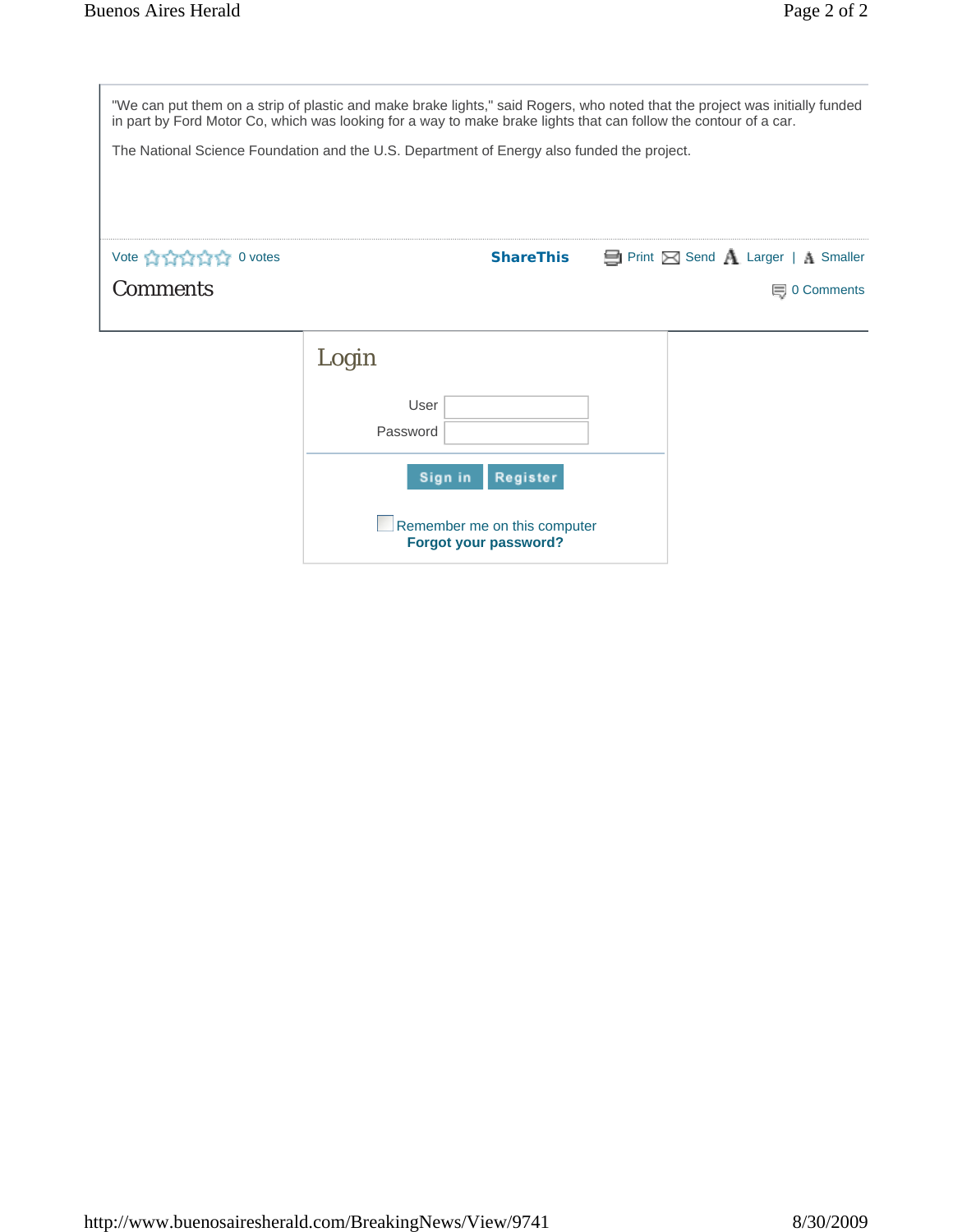"We can put them on a strip of plastic and make brake lights," said Rogers, who noted that the project was initially funded in part by Ford Motor Co, which was looking for a way to make brake lights that can follow the contour of a car.

The National Science Foundation and the U.S. Department of Energy also funded the project.

Vote 0 votes

ShareThis Print Send Larger | Smaller

## Comments

0 Comments

## Login

User

Password

Sign in Register

Remember me on this computer

**Forgot your password?**